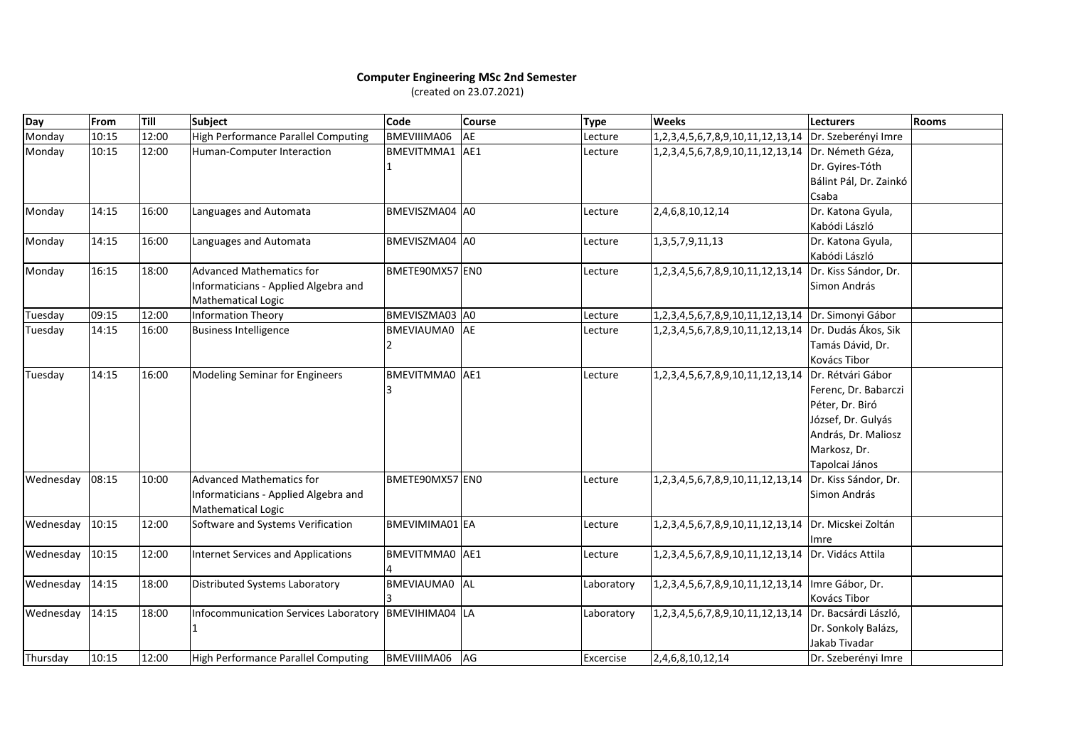# Computer Engineering MSc 2nd Semester

(created on 23.07.2021)

| Day | From | Till | Subject | Code | Course | Type | Weeks | Lecturers | Rooms |
|---|---|---|---|---|---|---|---|---|---|
| Monday | 10:15 | 12:00 | High Performance Parallel Computing | BMEVIIIMA06 | AE | Lecture | 1,2,3,4,5,6,7,8,9,10,11,12,13,14 | Dr. Szeberényi Imre | |
| Monday | 10:15 | 12:00 | Human-Computer Interaction | BMEVITMMA11 | AE1 | Lecture | 1,2,3,4,5,6,7,8,9,10,11,12,13,14 | Dr. Németh Géza, Dr. Gyires-Tóth Bálint Pál, Dr. Zainkó Csaba | |
| Monday | 14:15 | 16:00 | Languages and Automata | BMEVISZMA04 | A0 | Lecture | 2,4,6,8,10,12,14 | Dr. Katona Gyula, Kabódi László | |
| Monday | 14:15 | 16:00 | Languages and Automata | BMEVISZMA04 | A0 | Lecture | 1,3,5,7,9,11,13 | Dr. Katona Gyula, Kabódi László | |
| Monday | 16:15 | 18:00 | Advanced Mathematics for Informaticians - Applied Algebra and Mathematical Logic | BMETE90MX57 | EN0 | Lecture | 1,2,3,4,5,6,7,8,9,10,11,12,13,14 | Dr. Kiss Sándor, Dr. Simon András | |
| Tuesday | 09:15 | 12:00 | Information Theory | BMEVISZMA03 | A0 | Lecture | 1,2,3,4,5,6,7,8,9,10,11,12,13,14 | Dr. Simonyi Gábor | |
| Tuesday | 14:15 | 16:00 | Business Intelligence | BMEVIAUMA02 | AE | Lecture | 1,2,3,4,5,6,7,8,9,10,11,12,13,14 | Dr. Dudás Ákos, Sik Tamás Dávid, Dr. Kovács Tibor | |
| Tuesday | 14:15 | 16:00 | Modeling Seminar for Engineers | BMEVITMMA03 | AE1 | Lecture | 1,2,3,4,5,6,7,8,9,10,11,12,13,14 | Dr. Rétvári Gábor Ferenc, Dr. Babarczi Péter, Dr. Biró József, Dr. Gulyás András, Dr. Maliosz Markosz, Dr. Tapolcai János | |
| Wednesday | 08:15 | 10:00 | Advanced Mathematics for Informaticians - Applied Algebra and Mathematical Logic | BMETE90MX57 | EN0 | Lecture | 1,2,3,4,5,6,7,8,9,10,11,12,13,14 | Dr. Kiss Sándor, Dr. Simon András | |
| Wednesday | 10:15 | 12:00 | Software and Systems Verification | BMEVIMIMA01 | EA | Lecture | 1,2,3,4,5,6,7,8,9,10,11,12,13,14 | Dr. Micskei Zoltán Imre | |
| Wednesday | 10:15 | 12:00 | Internet Services and Applications | BMEVITMMA04 | AE1 | Lecture | 1,2,3,4,5,6,7,8,9,10,11,12,13,14 | Dr. Vidács Attila | |
| Wednesday | 14:15 | 18:00 | Distributed Systems Laboratory | BMEVIAUMA03 | AL | Laboratory | 1,2,3,4,5,6,7,8,9,10,11,12,13,14 | Imre Gábor, Dr. Kovács Tibor | |
| Wednesday | 14:15 | 18:00 | Infocommunication Services Laboratory 1 | BMEVIHIMA04 | LA | Laboratory | 1,2,3,4,5,6,7,8,9,10,11,12,13,14 | Dr. Bacsárdi László, Dr. Sonkoly Balázs, Jakab Tivadar | |
| Thursday | 10:15 | 12:00 | High Performance Parallel Computing | BMEVIIIMA06 | AG | Excercise | 2,4,6,8,10,12,14 | Dr. Szeberényi Imre | |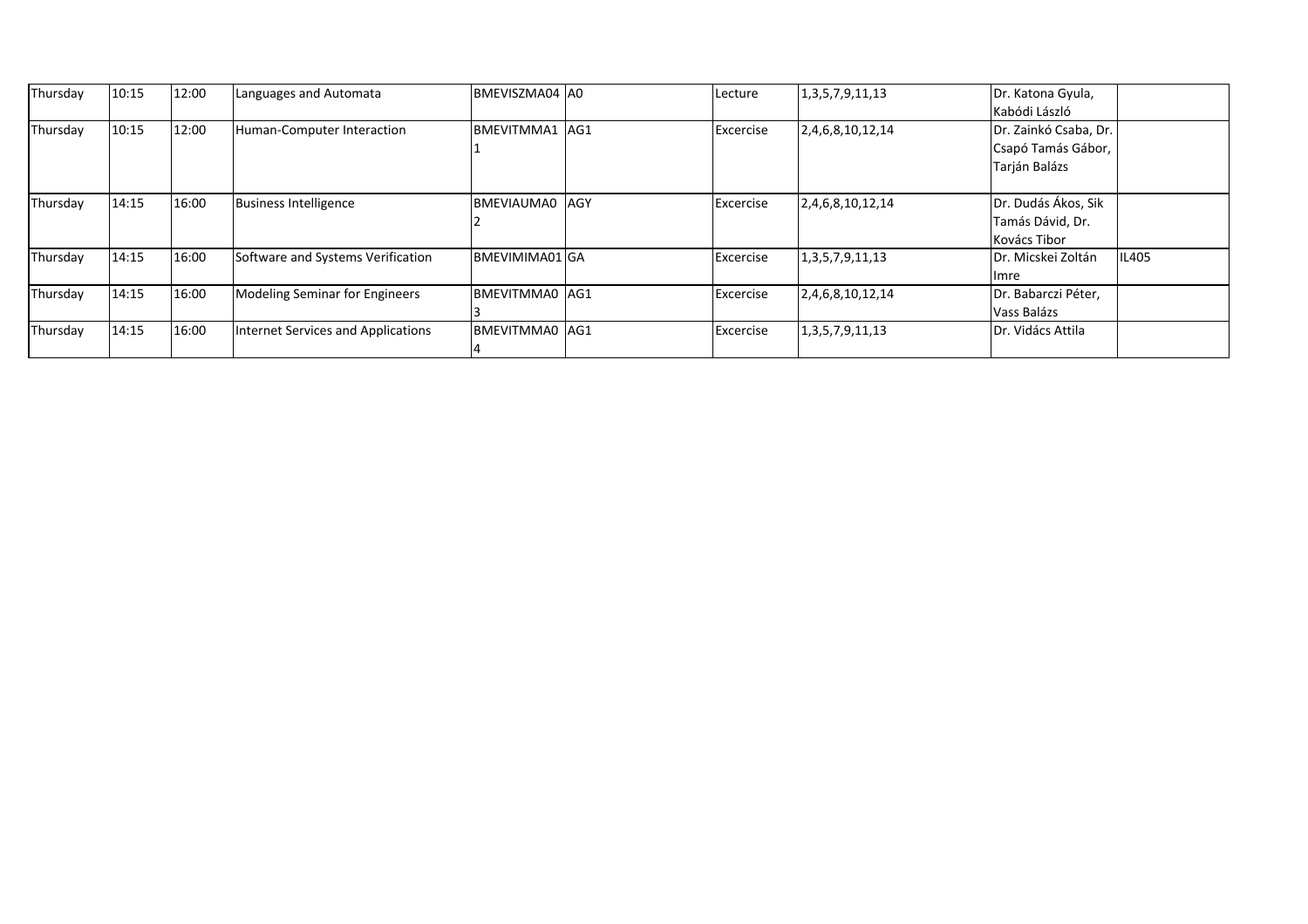| | | | | | | | | | |
|---|---|---|---|---|---|---|---|---|---|
| Thursday | 10:15 | 12:00 | Languages and Automata | BMEVISZMA04 | A0 | Lecture | 1,3,5,7,9,11,13 | Dr. Katona Gyula, Kabódi László | |
| Thursday | 10:15 | 12:00 | Human-Computer Interaction | BMEVITMMA11 | AG1 | Excercise | 2,4,6,8,10,12,14 | Dr. Zainkó Csaba, Dr. Csapó Tamás Gábor, Tarján Balázs | |
| Thursday | 14:15 | 16:00 | Business Intelligence | BMEVIAUMA02 | AGY | Excercise | 2,4,6,8,10,12,14 | Dr. Dudás Ákos, Sik Tamás Dávid, Dr. Kovács Tibor | |
| Thursday | 14:15 | 16:00 | Software and Systems Verification | BMEVIMIMA01 | GA | Excercise | 1,3,5,7,9,11,13 | Dr. Micskei Zoltán Imre | IL405 |
| Thursday | 14:15 | 16:00 | Modeling Seminar for Engineers | BMEVITMMA03 | AG1 | Excercise | 2,4,6,8,10,12,14 | Dr. Babarczi Péter, Vass Balázs | |
| Thursday | 14:15 | 16:00 | Internet Services and Applications | BMEVITMMA04 | AG1 | Excercise | 1,3,5,7,9,11,13 | Dr. Vidács Attila | |